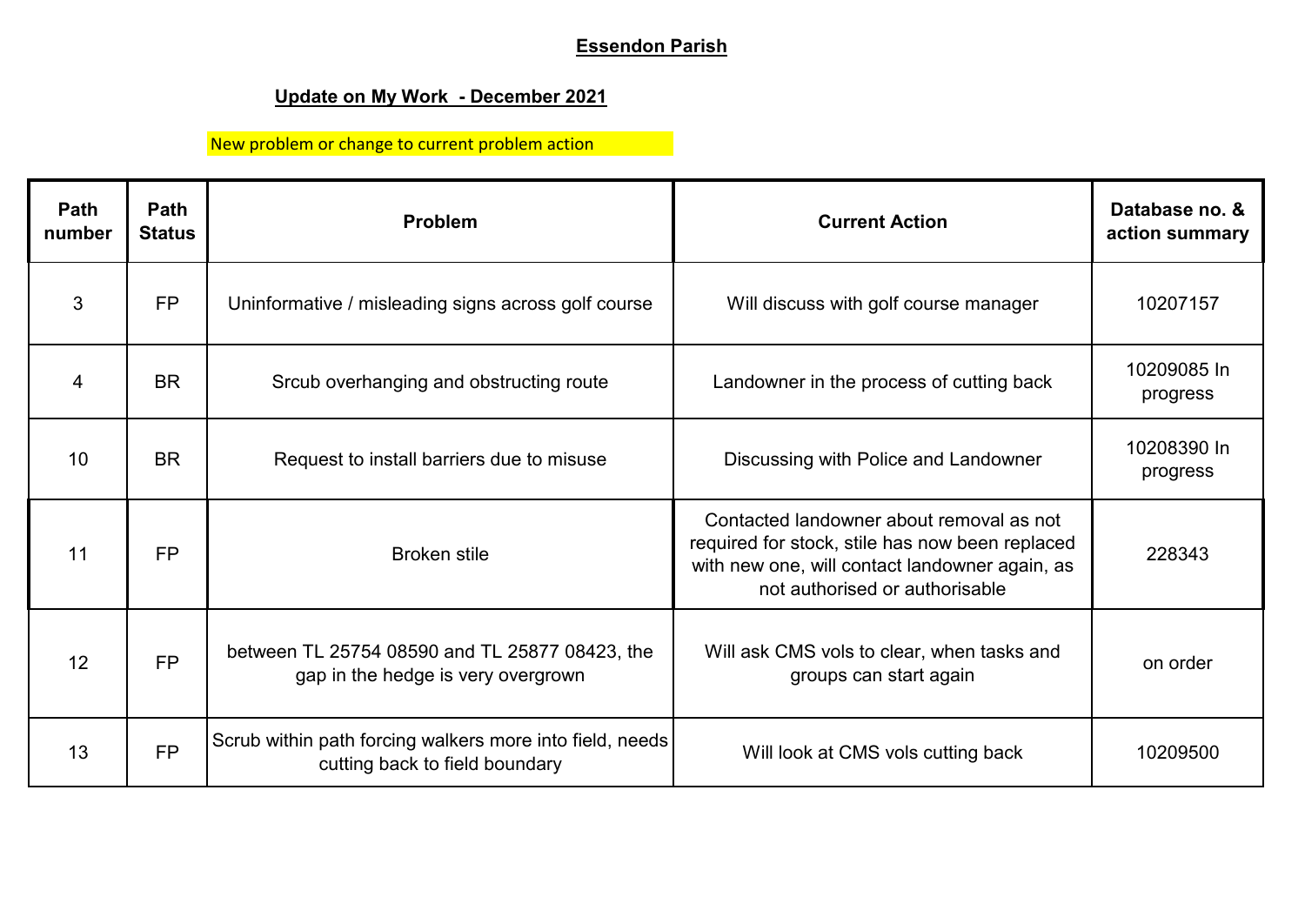# Essendon Parish

## Update on My Work - December 2021

New problem or change to current problem action

| Path number | Path Status | Problem | Current Action | Database no. & action summary |
|---|---|---|---|---|
| 3 | FP | Uninformative / misleading signs across golf course | Will discuss with golf course manager | 10207157 |
| 4 | BR | Srcub overhanging and obstructing route | Landowner in the process of cutting back | 10209085 In progress |
| 10 | BR | Request to install barriers due to misuse | Discussing with Police and Landowner | 10208390 In progress |
| 11 | FP | Broken stile | Contacted landowner about removal as not required for stock, stile has now been replaced with new one, will contact landowner again, as not authorised or authorisable | 228343 |
| 12 | FP | between TL 25754 08590 and TL 25877 08423, the gap in the hedge is very overgrown | Will ask CMS vols to clear, when tasks and groups can start again | on order |
| 13 | FP | Scrub within path forcing walkers more into field, needs cutting back to field boundary | Will look at CMS vols cutting back | 10209500 |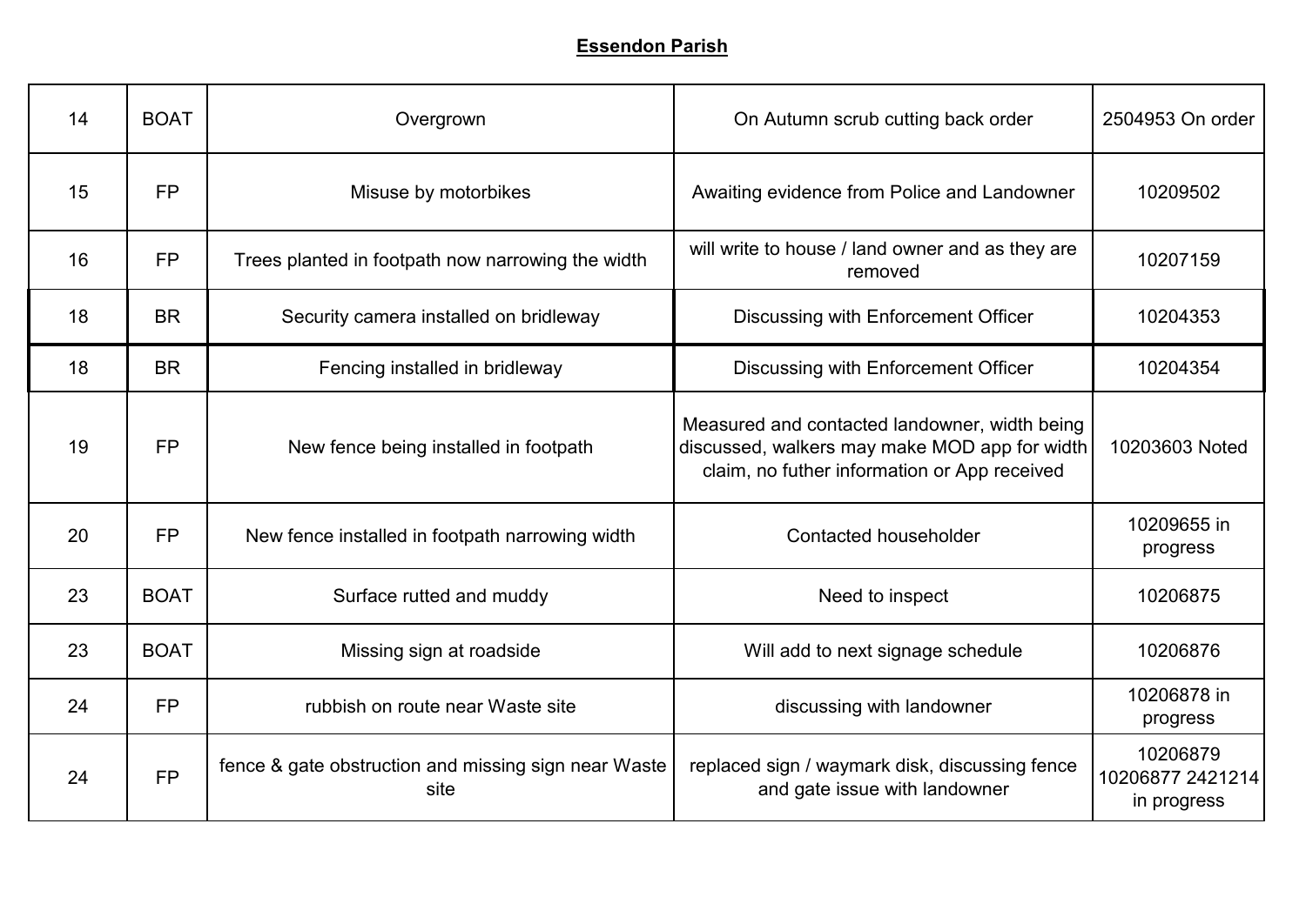**Essendon Parish**

| | | | | |
|---|---|---|---|---|
| 14 | BOAT | Overgrown | On Autumn scrub cutting back order | 2504953 On order |
| 15 | FP | Misuse by motorbikes | Awaiting evidence from Police and Landowner | 10209502 |
| 16 | FP | Trees planted in footpath now narrowing the width | will write to house / land owner and as they are removed | 10207159 |
| 18 | BR | Security camera installed on bridleway | Discussing with Enforcement Officer | 10204353 |
| 18 | BR | Fencing installed in bridleway | Discussing with Enforcement Officer | 10204354 |
| 19 | FP | New fence being installed in footpath | Measured and contacted landowner, width being discussed, walkers may make MOD app for width claim, no futher information or App received | 10203603 Noted |
| 20 | FP | New fence installed in footpath narrowing width | Contacted householder | 10209655 in progress |
| 23 | BOAT | Surface rutted and muddy | Need to inspect | 10206875 |
| 23 | BOAT | Missing sign at roadside | Will add to next signage schedule | 10206876 |
| 24 | FP | rubbish on route near Waste site | discussing with landowner | 10206878 in progress |
| 24 | FP | fence & gate obstruction and missing sign near Waste site | replaced sign / waymark disk, discussing fence and gate issue with landowner | 10206879 10206877 2421214 in progress |